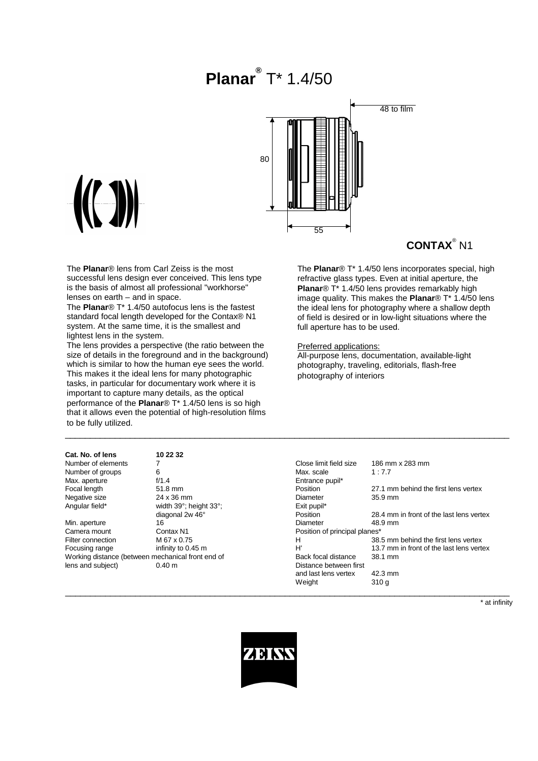# Planar® T* 1.4/50

**CONTAX**® N1

The **Planar**® lens from Carl Zeiss is the most successful lens design ever conceived. This lens type is the basis of almost all professional "workhorse" lenses on earth – and in space.

The **Planar**® T* 1.4/50 autofocus lens is the fastest standard focal length developed for the Contax® N1 system. At the same time, it is the smallest and lightest lens in the system.

The lens provides a perspective (the ratio between the size of details in the foreground and in the background) which is similar to how the human eye sees the world. This makes it the ideal lens for many photographic tasks, in particular for documentary work where it is important to capture many details, as the optical performance of the **Planar**® T* 1.4/50 lens is so high that it allows even the potential of high-resolution films to be fully utilized.

The **Planar**® T* 1.4/50 lens incorporates special, high refractive glass types. Even at initial aperture, the **Planar**® T* 1.4/50 lens provides remarkably high image quality. This makes the **Planar**® T* 1.4/50 lens the ideal lens for photography where a shallow depth of field is desired or in low-light situations where the full aperture has to be used.

Preferred applications:
All-purpose lens, documentation, available-light photography, traveling, editorials, flash-free photography of interiors

| **Cat. No. of lens** | **10 22 32** |
|---|---|
| Number of elements | 7 |
| Number of groups | 6 |
| Max. aperture | f/1.4 |
| Focal length | 51.8 mm |
| Negative size | 24 x 36 mm |
| Angular field* | width 39°; height 33°; diagonal 2w 46° |
| Min. aperture | 16 |
| Camera mount | Contax N1 |
| Filter connection | M 67 x 0.75 |
| Focusing range | infinity to 0.45 m |
| Working distance (between mechanical front end of lens and subject) | 0.40 m |

| | |
|---|---|
| Close limit field size | 186 mm x 283 mm |
| Max. scale | 1 : 7.7 |
| Entrance pupil* | |
| Position | 27.1 mm behind the first lens vertex |
| Diameter | 35.9 mm |
| Exit pupil* | |
| Position | 28.4 mm in front of the last lens vertex |
| Diameter | 48.9 mm |
| Position of principal planes* | |
| H | 38.5 mm behind the first lens vertex |
| H' | 13.7 mm in front of the last lens vertex |
| Back focal distance | 38.1 mm |
| Distance between first and last lens vertex | 42.3 mm |
| Weight | 310 g |

\* at infinity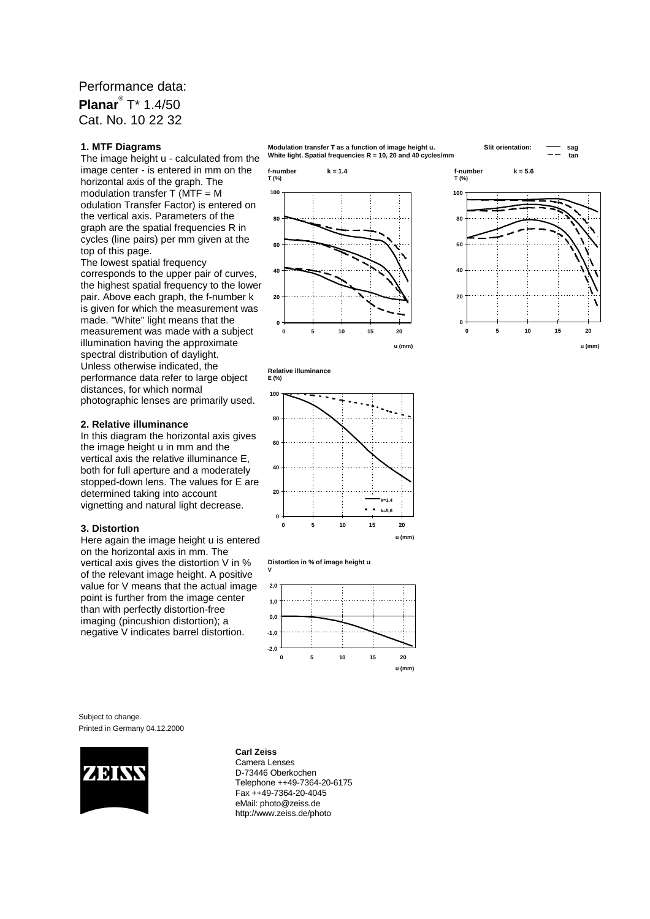Performance data:

**Planar**® T* 1.4/50

Cat. No. 10 22 32

### 1. MTF Diagrams

The image height u - calculated from the image center - is entered in mm on the horizontal axis of the graph. The modulation transfer T (MTF = M odulation Transfer Factor) is entered on the vertical axis. Parameters of the graph are the spatial frequencies R in cycles (line pairs) per mm given at the top of this page.

The lowest spatial frequency corresponds to the upper pair of curves, the highest spatial frequency to the lower pair. Above each graph, the f-number k is given for which the measurement was made. "White" light means that the measurement was made with a subject illumination having the approximate spectral distribution of daylight.

Unless otherwise indicated, the performance data refer to large object distances, for which normal photographic lenses are primarily used.

### 2. Relative illuminance

In this diagram the horizontal axis gives the image height u in mm and the vertical axis the relative illuminance E, both for full aperture and a moderately stopped-down lens. The values for E are determined taking into account vignetting and natural light decrease.

### 3. Distortion

Here again the image height u is entered on the horizontal axis in mm. The vertical axis gives the distortion V in % of the relevant image height. A positive value for V means that the actual image point is further from the image center than with perfectly distortion-free imaging (pincushion distortion); a negative V indicates barrel distortion.

**Modulation transfer T as a function of image height u.**
**White light. Spatial frequencies R = 10, 20 and 40 cycles/mm**

**Slit orientation:** sag / tan

**f-number** **k = 1.4**
T (%)
100, 80, 60, 40, 20, 0
0, 5, 10, 15, 20
u (mm)

**f-number** **k = 5.6**
T (%)
100, 80, 60, 40, 20, 0
0, 5, 10, 15, 20
u (mm)

**Relative illuminance**
E (%)
100, 80, 60, 40, 20, 0
0, 5, 10, 15, 20
u (mm)
k=1,4
k=5,6

**Distortion in % of image height u**
V
2,0, 1,0, 0,0, -1,0, -2,0
0, 5, 10, 15, 20
u (mm)

Subject to change.
Printed in Germany 04.12.2000

ZEISS

**Carl Zeiss**
Camera Lenses
D-73446 Oberkochen
Telephone ++49-7364-20-6175
Fax ++49-7364-20-4045
eMail: photo@zeiss.de
http://www.zeiss.de/photo